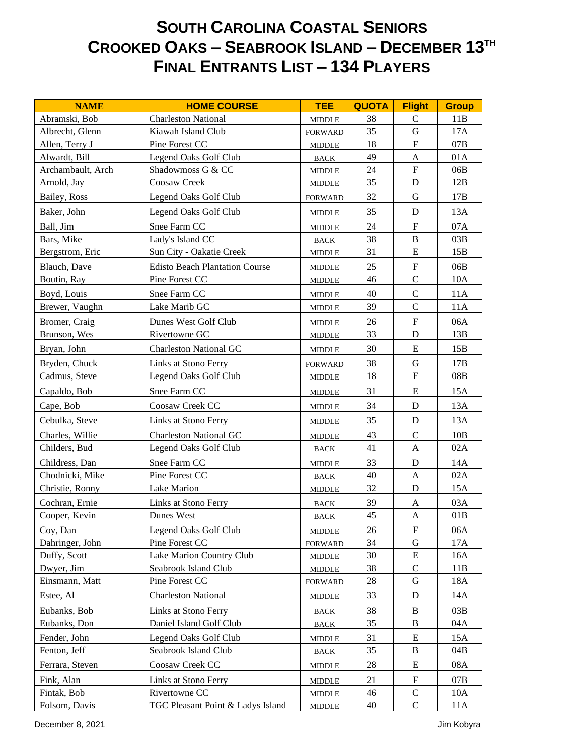# SOUTH CAROLINA COASTAL SENIORS
# CROOKED OAKS – SEABROOK ISLAND – DECEMBER 13TH
# FINAL ENTRANTS LIST – 134 PLAYERS

| NAME | HOME COURSE | TEE | QUOTA | Flight | Group |
|---|---|---|---|---|---|
| Abramski, Bob | Charleston National | MIDDLE | 38 | C | 11B |
| Albrecht, Glenn | Kiawah Island Club | FORWARD | 35 | G | 17A |
| Allen, Terry J | Pine Forest CC | MIDDLE | 18 | F | 07B |
| Alwardt, Bill | Legend Oaks Golf Club | BACK | 49 | A | 01A |
| Archambault, Arch | Shadowmoss G & CC | MIDDLE | 24 | F | 06B |
| Arnold, Jay | Coosaw Creek | MIDDLE | 35 | D | 12B |
| Bailey, Ross | Legend Oaks Golf Club | FORWARD | 32 | G | 17B |
| Baker, John | Legend Oaks Golf Club | MIDDLE | 35 | D | 13A |
| Ball, Jim | Snee Farm CC | MIDDLE | 24 | F | 07A |
| Bars, Mike | Lady's Island CC | BACK | 38 | B | 03B |
| Bergstrom, Eric | Sun City - Oakatie Creek | MIDDLE | 31 | E | 15B |
| Blauch, Dave | Edisto Beach Plantation Course | MIDDLE | 25 | F | 06B |
| Boutin, Ray | Pine Forest CC | MIDDLE | 46 | C | 10A |
| Boyd, Louis | Snee Farm CC | MIDDLE | 40 | C | 11A |
| Brewer, Vaughn | Lake Marib GC | MIDDLE | 39 | C | 11A |
| Bromer, Craig | Dunes West Golf Club | MIDDLE | 26 | F | 06A |
| Brunson, Wes | Rivertowne GC | MIDDLE | 33 | D | 13B |
| Bryan, John | Charleston National GC | MIDDLE | 30 | E | 15B |
| Bryden, Chuck | Links at Stono Ferry | FORWARD | 38 | G | 17B |
| Cadmus, Steve | Legend Oaks Golf Club | MIDDLE | 18 | F | 08B |
| Capaldo, Bob | Snee Farm CC | MIDDLE | 31 | E | 15A |
| Cape, Bob | Coosaw Creek CC | MIDDLE | 34 | D | 13A |
| Cebulka, Steve | Links at Stono Ferry | MIDDLE | 35 | D | 13A |
| Charles, Willie | Charleston National GC | MIDDLE | 43 | C | 10B |
| Childers, Bud | Legend Oaks Golf Club | BACK | 41 | A | 02A |
| Childress, Dan | Snee Farm CC | MIDDLE | 33 | D | 14A |
| Chodnicki, Mike | Pine Forest CC | BACK | 40 | A | 02A |
| Christie, Ronny | Lake Marion | MIDDLE | 32 | D | 15A |
| Cochran, Ernie | Links at Stono Ferry | BACK | 39 | A | 03A |
| Cooper, Kevin | Dunes West | BACK | 45 | A | 01B |
| Coy, Dan | Legend Oaks Golf Club | MIDDLE | 26 | F | 06A |
| Dahringer, John | Pine Forest CC | FORWARD | 34 | G | 17A |
| Duffy, Scott | Lake Marion Country Club | MIDDLE | 30 | E | 16A |
| Dwyer, Jim | Seabrook Island Club | MIDDLE | 38 | C | 11B |
| Einsmann, Matt | Pine Forest CC | FORWARD | 28 | G | 18A |
| Estee, Al | Charleston National | MIDDLE | 33 | D | 14A |
| Eubanks, Bob | Links at Stono Ferry | BACK | 38 | B | 03B |
| Eubanks, Don | Daniel Island Golf Club | BACK | 35 | B | 04A |
| Fender, John | Legend Oaks Golf Club | MIDDLE | 31 | E | 15A |
| Fenton, Jeff | Seabrook Island Club | BACK | 35 | B | 04B |
| Ferrara, Steven | Coosaw Creek CC | MIDDLE | 28 | E | 08A |
| Fink, Alan | Links at Stono Ferry | MIDDLE | 21 | F | 07B |
| Fintak, Bob | Rivertowne CC | MIDDLE | 46 | C | 10A |
| Folsom, Davis | TGC Pleasant Point & Ladys Island | MIDDLE | 40 | C | 11A |

December 8, 2021 Jim Kobyra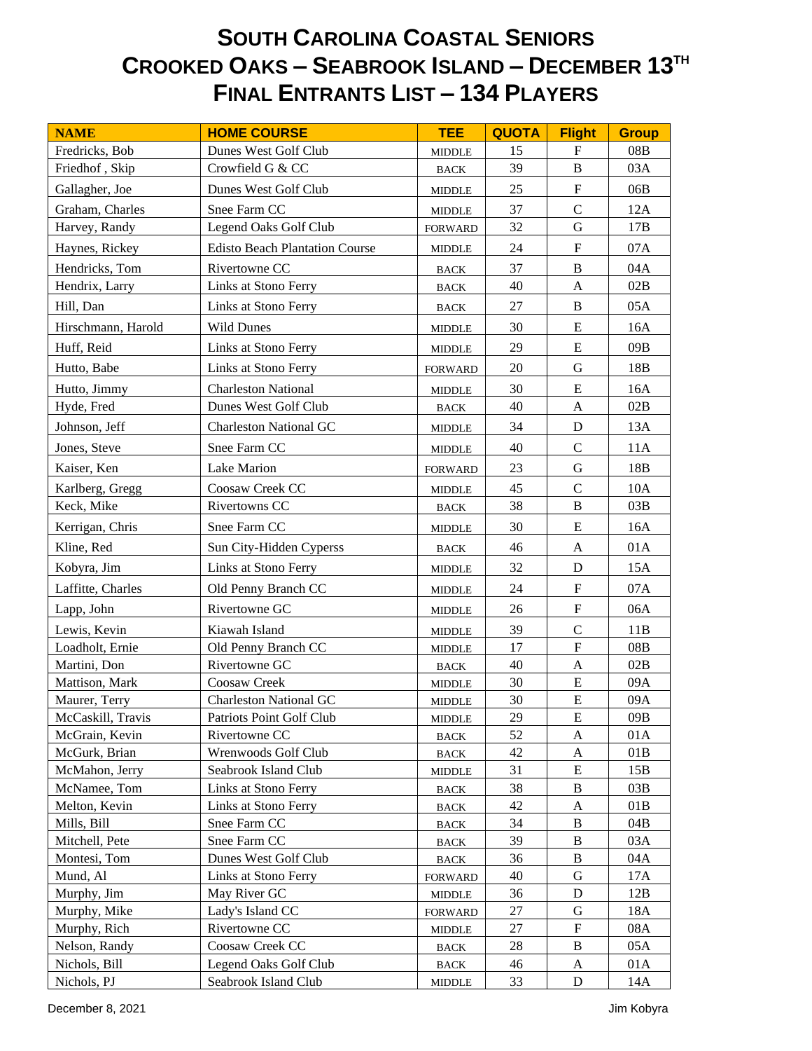# South Carolina Coastal Seniors
# Crooked Oaks – Seabrook Island – December 13th
# Final Entrants List – 134 Players

| NAME | HOME COURSE | TEE | QUOTA | Flight | Group |
|---|---|---|---|---|---|
| Fredricks, Bob | Dunes West Golf Club | MIDDLE | 15 | F | 08B |
| Friedhof , Skip | Crowfield G & CC | BACK | 39 | B | 03A |
| Gallagher, Joe | Dunes West Golf Club | MIDDLE | 25 | F | 06B |
| Graham, Charles | Snee Farm CC | MIDDLE | 37 | C | 12A |
| Harvey, Randy | Legend Oaks Golf Club | FORWARD | 32 | G | 17B |
| Haynes, Rickey | Edisto Beach Plantation Course | MIDDLE | 24 | F | 07A |
| Hendricks, Tom | Rivertowne CC | BACK | 37 | B | 04A |
| Hendrix, Larry | Links at Stono Ferry | BACK | 40 | A | 02B |
| Hill, Dan | Links at Stono Ferry | BACK | 27 | B | 05A |
| Hirschmann, Harold | Wild Dunes | MIDDLE | 30 | E | 16A |
| Huff, Reid | Links at Stono Ferry | MIDDLE | 29 | E | 09B |
| Hutto, Babe | Links at Stono Ferry | FORWARD | 20 | G | 18B |
| Hutto, Jimmy | Charleston National | MIDDLE | 30 | E | 16A |
| Hyde, Fred | Dunes West Golf Club | BACK | 40 | A | 02B |
| Johnson, Jeff | Charleston National GC | MIDDLE | 34 | D | 13A |
| Jones, Steve | Snee Farm CC | MIDDLE | 40 | C | 11A |
| Kaiser, Ken | Lake Marion | FORWARD | 23 | G | 18B |
| Karlberg, Gregg | Coosaw Creek CC | MIDDLE | 45 | C | 10A |
| Keck, Mike | Rivertowns CC | BACK | 38 | B | 03B |
| Kerrigan, Chris | Snee Farm CC | MIDDLE | 30 | E | 16A |
| Kline, Red | Sun City-Hidden Cyperss | BACK | 46 | A | 01A |
| Kobyra, Jim | Links at Stono Ferry | MIDDLE | 32 | D | 15A |
| Laffitte, Charles | Old Penny Branch CC | MIDDLE | 24 | F | 07A |
| Lapp, John | Rivertowne GC | MIDDLE | 26 | F | 06A |
| Lewis, Kevin | Kiawah Island | MIDDLE | 39 | C | 11B |
| Loadholt, Ernie | Old Penny Branch CC | MIDDLE | 17 | F | 08B |
| Martini, Don | Rivertowne GC | BACK | 40 | A | 02B |
| Mattison, Mark | Coosaw Creek | MIDDLE | 30 | E | 09A |
| Maurer, Terry | Charleston National GC | MIDDLE | 30 | E | 09A |
| McCaskill, Travis | Patriots Point Golf Club | MIDDLE | 29 | E | 09B |
| McGrain, Kevin | Rivertowne CC | BACK | 52 | A | 01A |
| McGurk, Brian | Wrenwoods Golf Club | BACK | 42 | A | 01B |
| McMahon, Jerry | Seabrook Island Club | MIDDLE | 31 | E | 15B |
| McNamee, Tom | Links at Stono Ferry | BACK | 38 | B | 03B |
| Melton, Kevin | Links at Stono Ferry | BACK | 42 | A | 01B |
| Mills, Bill | Snee Farm CC | BACK | 34 | B | 04B |
| Mitchell, Pete | Snee Farm CC | BACK | 39 | B | 03A |
| Montesi, Tom | Dunes West Golf Club | BACK | 36 | B | 04A |
| Mund, Al | Links at Stono Ferry | FORWARD | 40 | G | 17A |
| Murphy, Jim | May River GC | MIDDLE | 36 | D | 12B |
| Murphy, Mike | Lady's Island CC | FORWARD | 27 | G | 18A |
| Murphy, Rich | Rivertowne CC | MIDDLE | 27 | F | 08A |
| Nelson, Randy | Coosaw Creek CC | BACK | 28 | B | 05A |
| Nichols, Bill | Legend Oaks Golf Club | BACK | 46 | A | 01A |
| Nichols, PJ | Seabrook Island Club | MIDDLE | 33 | D | 14A |

December 8, 2021 Jim Kobyra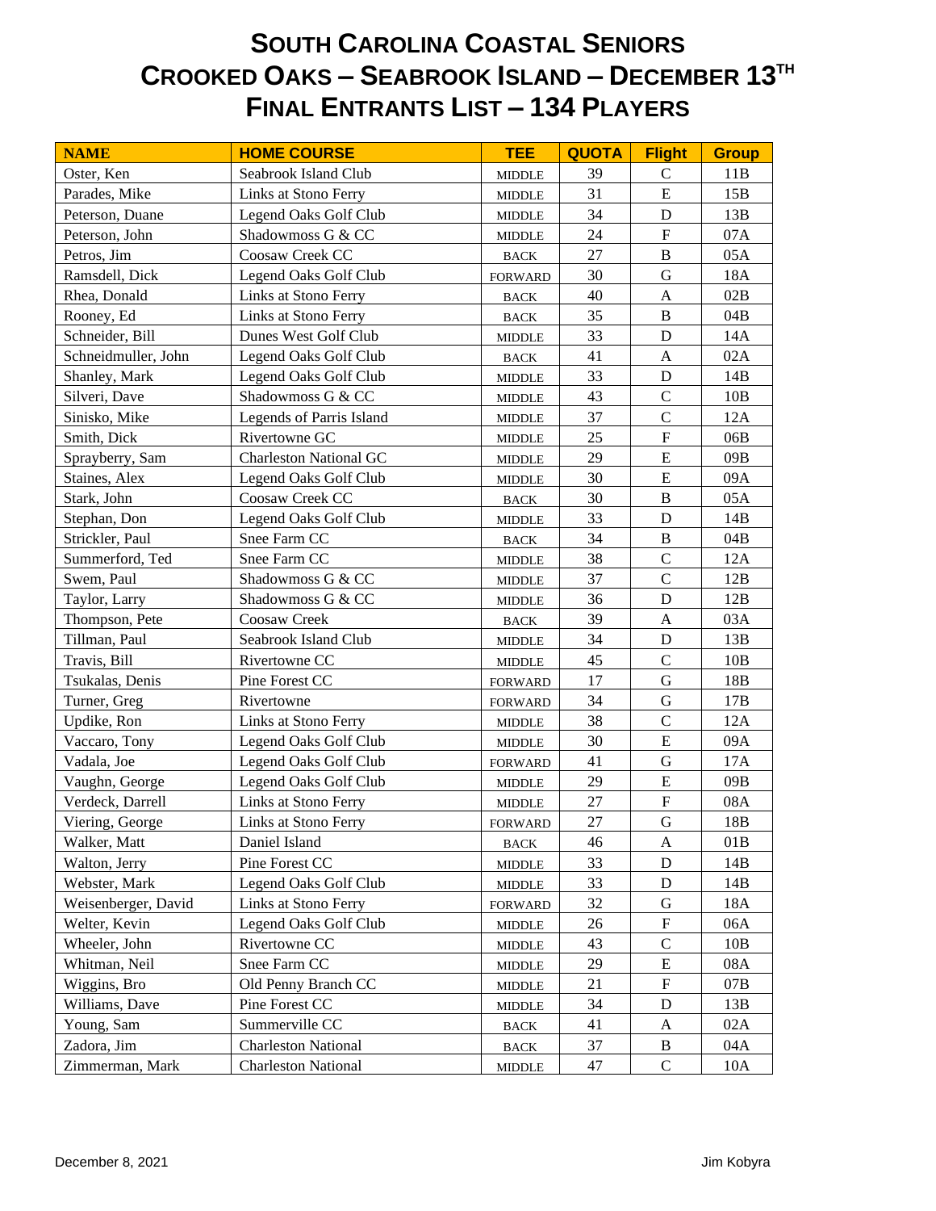# South Carolina Coastal Seniors
# Crooked Oaks – Seabrook Island – December 13th
# Final Entrants List – 134 Players

| NAME | HOME COURSE | TEE | QUOTA | Flight | Group |
|---|---|---|---|---|---|
| Oster, Ken | Seabrook Island Club | MIDDLE | 39 | C | 11B |
| Parades, Mike | Links at Stono Ferry | MIDDLE | 31 | E | 15B |
| Peterson, Duane | Legend Oaks Golf Club | MIDDLE | 34 | D | 13B |
| Peterson, John | Shadowmoss G & CC | MIDDLE | 24 | F | 07A |
| Petros, Jim | Coosaw Creek CC | BACK | 27 | B | 05A |
| Ramsdell, Dick | Legend Oaks Golf Club | FORWARD | 30 | G | 18A |
| Rhea, Donald | Links at Stono Ferry | BACK | 40 | A | 02B |
| Rooney, Ed | Links at Stono Ferry | BACK | 35 | B | 04B |
| Schneider, Bill | Dunes West Golf Club | MIDDLE | 33 | D | 14A |
| Schneidmuller, John | Legend Oaks Golf Club | BACK | 41 | A | 02A |
| Shanley, Mark | Legend Oaks Golf Club | MIDDLE | 33 | D | 14B |
| Silveri, Dave | Shadowmoss G & CC | MIDDLE | 43 | C | 10B |
| Sinisko, Mike | Legends of Parris Island | MIDDLE | 37 | C | 12A |
| Smith, Dick | Rivertowne GC | MIDDLE | 25 | F | 06B |
| Sprayberry, Sam | Charleston National GC | MIDDLE | 29 | E | 09B |
| Staines, Alex | Legend Oaks Golf Club | MIDDLE | 30 | E | 09A |
| Stark, John | Coosaw Creek CC | BACK | 30 | B | 05A |
| Stephan, Don | Legend Oaks Golf Club | MIDDLE | 33 | D | 14B |
| Strickler, Paul | Snee Farm CC | BACK | 34 | B | 04B |
| Summerford, Ted | Snee Farm CC | MIDDLE | 38 | C | 12A |
| Swem, Paul | Shadowmoss G & CC | MIDDLE | 37 | C | 12B |
| Taylor, Larry | Shadowmoss G & CC | MIDDLE | 36 | D | 12B |
| Thompson, Pete | Coosaw Creek | BACK | 39 | A | 03A |
| Tillman, Paul | Seabrook Island Club | MIDDLE | 34 | D | 13B |
| Travis, Bill | Rivertowne CC | MIDDLE | 45 | C | 10B |
| Tsukalas, Denis | Pine Forest CC | FORWARD | 17 | G | 18B |
| Turner, Greg | Rivertowne | FORWARD | 34 | G | 17B |
| Updike, Ron | Links at Stono Ferry | MIDDLE | 38 | C | 12A |
| Vaccaro, Tony | Legend Oaks Golf Club | MIDDLE | 30 | E | 09A |
| Vadala, Joe | Legend Oaks Golf Club | FORWARD | 41 | G | 17A |
| Vaughn, George | Legend Oaks Golf Club | MIDDLE | 29 | E | 09B |
| Verdeck, Darrell | Links at Stono Ferry | MIDDLE | 27 | F | 08A |
| Viering, George | Links at Stono Ferry | FORWARD | 27 | G | 18B |
| Walker, Matt | Daniel Island | BACK | 46 | A | 01B |
| Walton, Jerry | Pine Forest CC | MIDDLE | 33 | D | 14B |
| Webster, Mark | Legend Oaks Golf Club | MIDDLE | 33 | D | 14B |
| Weisenberger, David | Links at Stono Ferry | FORWARD | 32 | G | 18A |
| Welter, Kevin | Legend Oaks Golf Club | MIDDLE | 26 | F | 06A |
| Wheeler, John | Rivertowne CC | MIDDLE | 43 | C | 10B |
| Whitman, Neil | Snee Farm CC | MIDDLE | 29 | E | 08A |
| Wiggins, Bro | Old Penny Branch CC | MIDDLE | 21 | F | 07B |
| Williams, Dave | Pine Forest CC | MIDDLE | 34 | D | 13B |
| Young, Sam | Summerville CC | BACK | 41 | A | 02A |
| Zadora, Jim | Charleston National | BACK | 37 | B | 04A |
| Zimmerman, Mark | Charleston National | MIDDLE | 47 | C | 10A |

December 8, 2021

Jim Kobyra